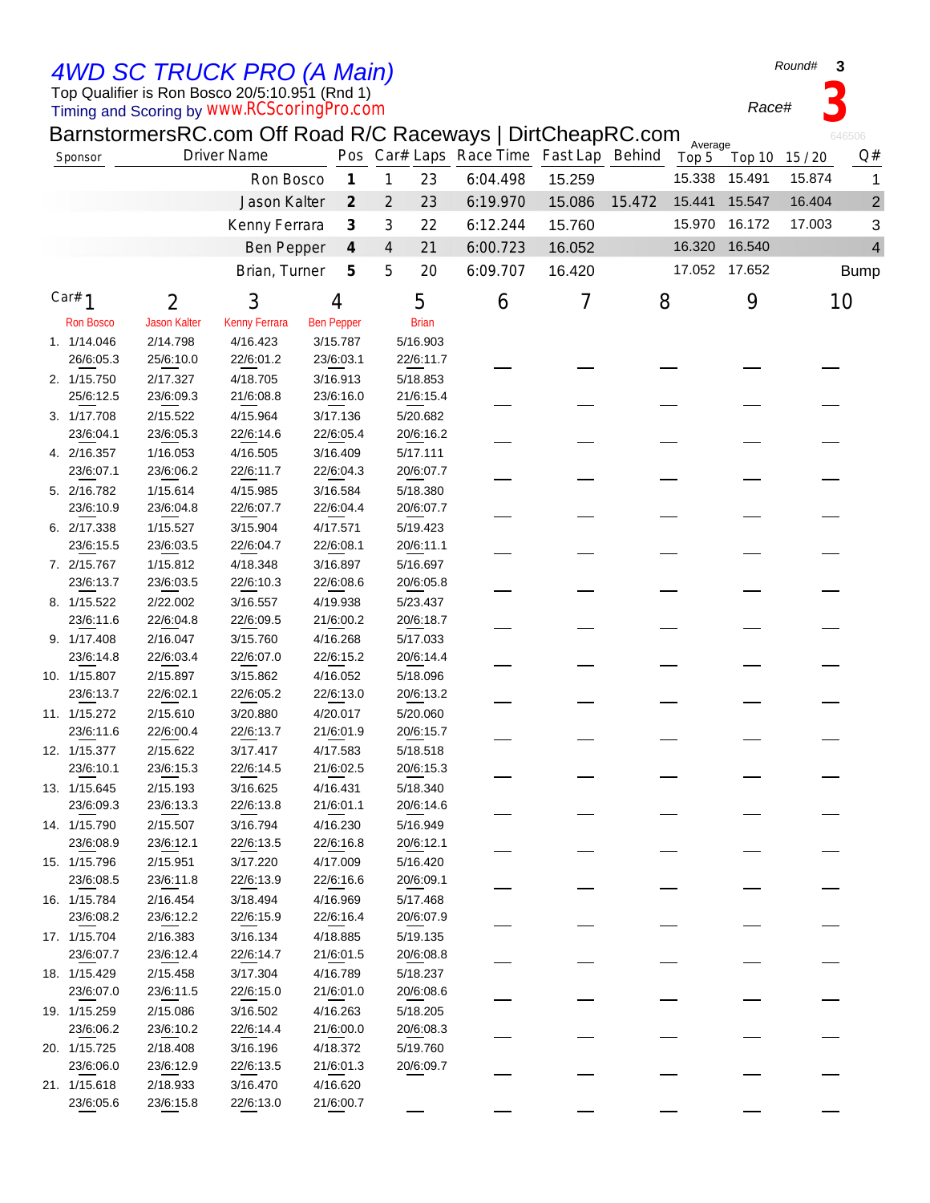# 4WD SC TRUCK PRO (A Main)

Round# 3

Top Qualifier is Ron Bosco 20/5:10.951 (Rnd 1)

Timing and Scoring by www.RCScoringPro.com

Race# 3

## BarnstormersRC.com Off Road R/C Raceways | DirtCheapRC.com

646506

| Sponsor | Driver Name | Pos | Car# | Laps | Race Time | Fast Lap | Behind | Average Top 5 | Top 10 | 15 / 20 | Q# |
|---|---|---|---|---|---|---|---|---|---|---|---|
| | Ron Bosco | 1 | 1 | 23 | 6:04.498 | 15.259 | | 15.338 | 15.491 | 15.874 | 1 |
| | Jason Kalter | 2 | 2 | 23 | 6:19.970 | 15.086 | 15.472 | 15.441 | 15.547 | 16.404 | 2 |
| | Kenny Ferrara | 3 | 3 | 22 | 6:12.244 | 15.760 | | 15.970 | 16.172 | 17.003 | 3 |
| | Ben Pepper | 4 | 4 | 21 | 6:00.723 | 16.052 | | 16.320 | 16.540 | | 4 |
| | Brian, Turner | 5 | 5 | 20 | 6:09.707 | 16.420 | | 17.052 | 17.652 | | Bump |

| Lap | Car# 1 Ron Bosco | 2 Jason Kalter | 3 Kenny Ferrara | 4 Ben Pepper | 5 Brian | 6 | 7 | 8 | 9 | 10 |
|---|---|---|---|---|---|---|---|---|---|---|
| 1. | 1/14.046 26/6:05.3 | 2/14.798 25/6:10.0 | 4/16.423 22/6:01.2 | 3/15.787 23/6:03.1 | 5/16.903 22/6:11.7 | | | | | |
| 2. | 1/15.750 25/6:12.5 | 2/17.327 23/6:09.3 | 4/18.705 21/6:08.8 | 3/16.913 23/6:16.0 | 5/18.853 21/6:15.4 | | | | | |
| 3. | 1/17.708 23/6:04.1 | 2/15.522 23/6:05.3 | 4/15.964 22/6:14.6 | 3/17.136 22/6:05.4 | 5/20.682 20/6:16.2 | | | | | |
| 4. | 2/16.357 23/6:07.1 | 1/16.053 23/6:06.2 | 4/16.505 22/6:11.7 | 3/16.409 22/6:04.3 | 5/17.111 20/6:07.7 | | | | | |
| 5. | 2/16.782 23/6:10.9 | 1/15.614 23/6:04.8 | 4/15.985 22/6:07.7 | 3/16.584 22/6:04.4 | 5/18.380 20/6:07.7 | | | | | |
| 6. | 2/17.338 23/6:15.5 | 1/15.527 23/6:03.5 | 3/15.904 22/6:04.7 | 4/17.571 22/6:08.1 | 5/19.423 20/6:11.1 | | | | | |
| 7. | 2/15.767 23/6:13.7 | 1/15.812 23/6:03.5 | 4/18.348 22/6:10.3 | 3/16.897 22/6:08.6 | 5/16.697 20/6:05.8 | | | | | |
| 8. | 1/15.522 23/6:11.6 | 2/22.002 22/6:04.8 | 3/16.557 22/6:09.5 | 4/19.938 21/6:00.2 | 5/23.437 20/6:18.7 | | | | | |
| 9. | 1/17.408 23/6:14.8 | 2/16.047 22/6:03.4 | 3/15.760 22/6:07.0 | 4/16.268 22/6:15.2 | 5/17.033 20/6:14.4 | | | | | |
| 10. | 1/15.807 23/6:13.7 | 2/15.897 22/6:02.1 | 3/15.862 22/6:05.2 | 4/16.052 22/6:13.0 | 5/18.096 20/6:13.2 | | | | | |
| 11. | 1/15.272 23/6:11.6 | 2/15.610 22/6:00.4 | 3/20.880 22/6:13.7 | 4/20.017 21/6:01.9 | 5/20.060 20/6:15.7 | | | | | |
| 12. | 1/15.377 23/6:10.1 | 2/15.622 23/6:15.3 | 3/17.417 22/6:14.5 | 4/17.583 21/6:02.5 | 5/18.518 20/6:15.3 | | | | | |
| 13. | 1/15.645 23/6:09.3 | 2/15.193 23/6:13.3 | 3/16.625 22/6:13.8 | 4/16.431 21/6:01.1 | 5/18.340 20/6:14.6 | | | | | |
| 14. | 1/15.790 23/6:08.9 | 2/15.507 23/6:12.1 | 3/16.794 22/6:13.5 | 4/16.230 22/6:16.8 | 5/16.949 20/6:12.1 | | | | | |
| 15. | 1/15.796 23/6:08.5 | 2/15.951 23/6:11.8 | 3/17.220 22/6:13.9 | 4/17.009 22/6:16.6 | 5/16.420 20/6:09.1 | | | | | |
| 16. | 1/15.784 23/6:08.2 | 2/16.454 23/6:12.2 | 3/18.494 22/6:15.9 | 4/16.969 22/6:16.4 | 5/17.468 20/6:07.9 | | | | | |
| 17. | 1/15.704 23/6:07.7 | 2/16.383 23/6:12.4 | 3/16.134 22/6:14.7 | 4/18.885 21/6:01.5 | 5/19.135 20/6:08.8 | | | | | |
| 18. | 1/15.429 23/6:07.0 | 2/15.458 23/6:11.5 | 3/17.304 22/6:15.0 | 4/16.789 21/6:01.0 | 5/18.237 20/6:08.6 | | | | | |
| 19. | 1/15.259 23/6:06.2 | 2/15.086 23/6:10.2 | 3/16.502 22/6:14.4 | 4/16.263 21/6:00.0 | 5/18.205 20/6:08.3 | | | | | |
| 20. | 1/15.725 23/6:06.0 | 2/18.408 23/6:12.9 | 3/16.196 22/6:13.5 | 4/18.372 21/6:01.3 | 5/19.760 20/6:09.7 | | | | | |
| 21. | 1/15.618 23/6:05.6 | 2/18.933 23/6:15.8 | 3/16.470 22/6:13.0 | 4/16.620 21/6:00.7 | | | | | | |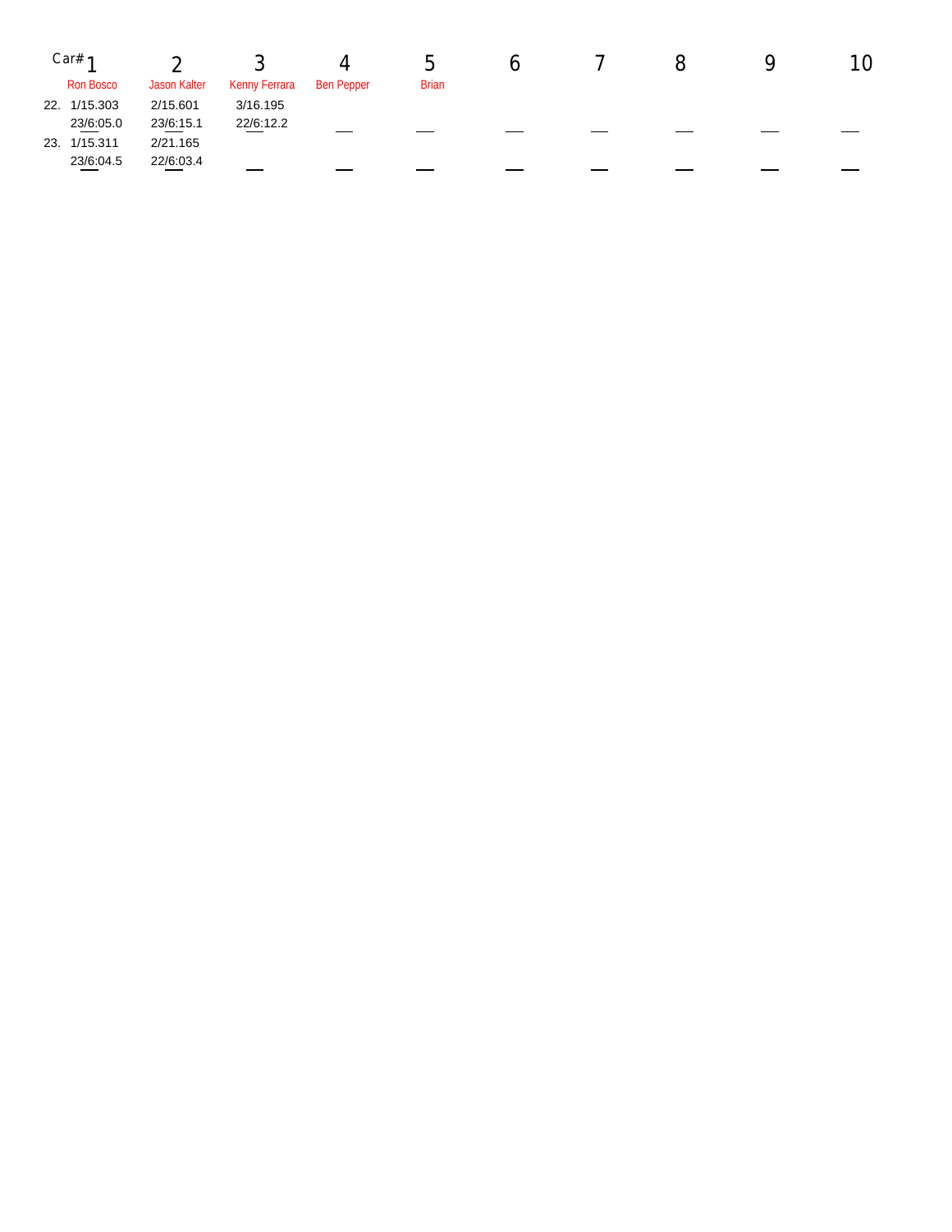| Car# 1 | 2 | 3 | 4 | 5 | 6 | 7 | 8 | 9 | 10 |
|---|---|---|---|---|---|---|---|---|---|
| Ron Bosco | Jason Kalter | Kenny Ferrara | Ben Pepper | Brian | | | | | |
| 22. 1/15.303 | 2/15.601 | 3/16.195 | | | | | | | |
| 23/6:05.0 | 23/6:15.1 | 22/6:12.2 | __ | __ | __ | __ | __ | __ | __ |
| 23. 1/15.311 | 2/21.165 | | | | | | | | |
| 23/6:04.5 | 22/6:03.4 | __ | __ | __ | __ | __ | __ | __ | __ |